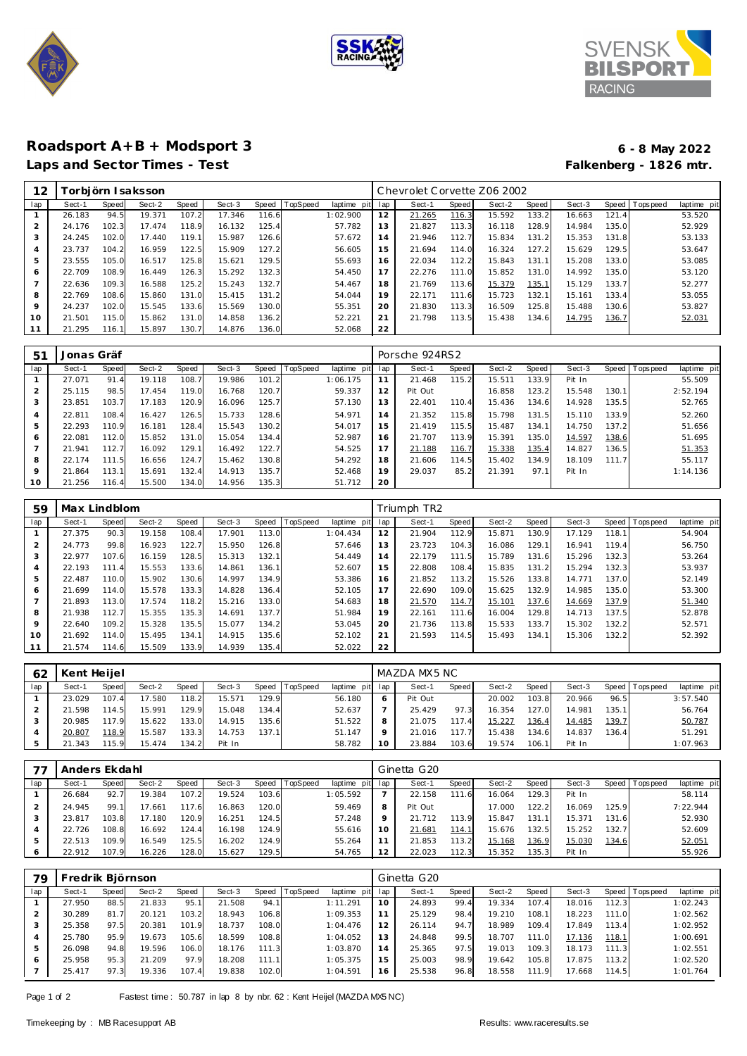# Roadsport A+B + Modsport 3

**6 - 8 May 2022**

## Laps and Sector Times - Test

**Falkenberg - 1826 mtr.**

| 12 | Torbjörn Isaksson | | | | | | | | Chevrolet Corvette Z06 2002 | | | | | | | | |
|---|---|---|---|---|---|---|---|---|---|---|---|---|---|---|---|---|---|
| lap | Sect-1 | Speed | Sect-2 | Speed | Sect-3 | Speed | TopSpeed | laptime pit | lap | Sect-1 | Speed | Sect-2 | Speed | Sect-3 | Speed | Topspeed | laptime pit |
| 1 | 26.183 | 94.5 | 19.371 | 107.2 | 17.346 | 116.6 | | 1:02.900 | 12 | 21.265 | 116.3 | 15.592 | 133.2 | 16.663 | 121.4 | | 53.520 |
| 2 | 24.176 | 102.3 | 17.474 | 118.9 | 16.132 | 125.4 | | 57.782 | 13 | 21.827 | 113.3 | 16.118 | 128.9 | 14.984 | 135.0 | | 52.929 |
| 3 | 24.245 | 102.0 | 17.440 | 119.1 | 15.987 | 126.6 | | 57.672 | 14 | 21.946 | 112.7 | 15.834 | 131.2 | 15.353 | 131.8 | | 53.133 |
| 4 | 23.737 | 104.2 | 16.959 | 122.5 | 15.909 | 127.2 | | 56.605 | 15 | 21.694 | 114.0 | 16.324 | 127.2 | 15.629 | 129.5 | | 53.647 |
| 5 | 23.555 | 105.0 | 16.517 | 125.8 | 15.621 | 129.5 | | 55.693 | 16 | 22.034 | 112.2 | 15.843 | 131.1 | 15.208 | 133.0 | | 53.085 |
| 6 | 22.709 | 108.9 | 16.449 | 126.3 | 15.292 | 132.3 | | 54.450 | 17 | 22.276 | 111.0 | 15.852 | 131.0 | 14.992 | 135.0 | | 53.120 |
| 7 | 22.636 | 109.3 | 16.588 | 125.2 | 15.243 | 132.7 | | 54.467 | 18 | 21.769 | 113.6 | 15.379 | 135.1 | 15.129 | 133.7 | | 52.277 |
| 8 | 22.769 | 108.6 | 15.860 | 131.0 | 15.415 | 131.2 | | 54.044 | 19 | 22.171 | 111.6 | 15.723 | 132.1 | 15.161 | 133.4 | | 53.055 |
| 9 | 24.237 | 102.0 | 15.545 | 133.6 | 15.569 | 130.0 | | 55.351 | 20 | 21.830 | 113.3 | 16.509 | 125.8 | 15.488 | 130.6 | | 53.827 |
| 10 | 21.501 | 115.0 | 15.862 | 131.0 | 14.858 | 136.2 | | 52.221 | 21 | 21.798 | 113.5 | 15.438 | 134.6 | 14.795 | 136.7 | | 52.031 |
| 11 | 21.295 | 116.1 | 15.897 | 130.7 | 14.876 | 136.0 | | 52.068 | 22 | | | | | | | | |

| 51 | Jonas Gräf | | | | | | | | Porsche 924RS2 | | | | | | | | |
|---|---|---|---|---|---|---|---|---|---|---|---|---|---|---|---|---|---|
| lap | Sect-1 | Speed | Sect-2 | Speed | Sect-3 | Speed | TopSpeed | laptime pit | lap | Sect-1 | Speed | Sect-2 | Speed | Sect-3 | Speed | Topspeed | laptime pit |
| 1 | 27.071 | 91.4 | 19.118 | 108.7 | 19.986 | 101.2 | | 1:06.175 | 11 | 21.468 | 115.2 | 15.511 | 133.9 | Pit In | | | 55.509 |
| 2 | 25.115 | 98.5 | 17.454 | 119.0 | 16.768 | 120.7 | | 59.337 | 12 | Pit Out | | 16.858 | 123.2 | 15.548 | 130.1 | | 2:52.194 |
| 3 | 23.851 | 103.7 | 17.183 | 120.9 | 16.096 | 125.7 | | 57.130 | 13 | 22.401 | 110.4 | 15.436 | 134.6 | 14.928 | 135.5 | | 52.765 |
| 4 | 22.811 | 108.4 | 16.427 | 126.5 | 15.733 | 128.6 | | 54.971 | 14 | 21.352 | 115.8 | 15.798 | 131.5 | 15.110 | 133.9 | | 52.260 |
| 5 | 22.293 | 110.9 | 16.181 | 128.4 | 15.543 | 130.2 | | 54.017 | 15 | 21.419 | 115.5 | 15.487 | 134.1 | 14.750 | 137.2 | | 51.656 |
| 6 | 22.081 | 112.0 | 15.852 | 131.0 | 15.054 | 134.4 | | 52.987 | 16 | 21.707 | 113.9 | 15.391 | 135.0 | 14.597 | 138.6 | | 51.695 |
| 7 | 21.941 | 112.7 | 16.092 | 129.1 | 16.492 | 122.7 | | 54.525 | 17 | 21.188 | 116.7 | 15.338 | 135.4 | 14.827 | 136.5 | | 51.353 |
| 8 | 22.174 | 111.5 | 16.656 | 124.7 | 15.462 | 130.8 | | 54.292 | 18 | 21.606 | 114.5 | 15.402 | 134.9 | 18.109 | 111.7 | | 55.117 |
| 9 | 21.864 | 113.1 | 15.691 | 132.4 | 14.913 | 135.7 | | 52.468 | 19 | 29.037 | 85.2 | 21.391 | 97.1 | Pit In | | | 1:14.136 |
| 10 | 21.256 | 116.4 | 15.500 | 134.0 | 14.956 | 135.3 | | 51.712 | 20 | | | | | | | | |

| 59 | Max Lindblom | | | | | | | | Triumph TR2 | | | | | | | | |
|---|---|---|---|---|---|---|---|---|---|---|---|---|---|---|---|---|---|
| lap | Sect-1 | Speed | Sect-2 | Speed | Sect-3 | Speed | TopSpeed | laptime pit | lap | Sect-1 | Speed | Sect-2 | Speed | Sect-3 | Speed | Topspeed | laptime pit |
| 1 | 27.375 | 90.3 | 19.158 | 108.4 | 17.901 | 113.0 | | 1:04.434 | 12 | 21.904 | 112.9 | 15.871 | 130.9 | 17.129 | 118.1 | | 54.904 |
| 2 | 24.773 | 99.8 | 16.923 | 122.7 | 15.950 | 126.8 | | 57.646 | 13 | 23.723 | 104.3 | 16.086 | 129.1 | 16.941 | 119.4 | | 56.750 |
| 3 | 22.977 | 107.6 | 16.159 | 128.5 | 15.313 | 132.1 | | 54.449 | 14 | 22.179 | 111.5 | 15.789 | 131.6 | 15.296 | 132.3 | | 53.264 |
| 4 | 22.193 | 111.4 | 15.553 | 133.6 | 14.861 | 136.1 | | 52.607 | 15 | 22.808 | 108.4 | 15.835 | 131.2 | 15.294 | 132.3 | | 53.937 |
| 5 | 22.487 | 110.0 | 15.902 | 130.6 | 14.997 | 134.9 | | 53.386 | 16 | 21.852 | 113.2 | 15.526 | 133.8 | 14.771 | 137.0 | | 52.149 |
| 6 | 21.699 | 114.0 | 15.578 | 133.3 | 14.828 | 136.4 | | 52.105 | 17 | 22.690 | 109.0 | 15.625 | 132.9 | 14.985 | 135.0 | | 53.300 |
| 7 | 21.893 | 113.0 | 17.574 | 118.2 | 15.216 | 133.0 | | 54.683 | 18 | 21.570 | 114.7 | 15.101 | 137.6 | 14.669 | 137.9 | | 51.340 |
| 8 | 21.938 | 112.7 | 15.355 | 135.3 | 14.691 | 137.7 | | 51.984 | 19 | 22.161 | 111.6 | 16.004 | 129.8 | 14.713 | 137.5 | | 52.878 |
| 9 | 22.640 | 109.2 | 15.328 | 135.5 | 15.077 | 134.2 | | 53.045 | 20 | 21.736 | 113.8 | 15.533 | 133.7 | 15.302 | 132.2 | | 52.571 |
| 10 | 21.692 | 114.0 | 15.495 | 134.1 | 14.915 | 135.6 | | 52.102 | 21 | 21.593 | 114.5 | 15.493 | 134.1 | 15.306 | 132.2 | | 52.392 |
| 11 | 21.574 | 114.6 | 15.509 | 133.9 | 14.939 | 135.4 | | 52.022 | 22 | | | | | | | | |

| 62 | Kent Heijel | | | | | | | | MAZDA MX5 NC | | | | | | | | |
|---|---|---|---|---|---|---|---|---|---|---|---|---|---|---|---|---|---|
| lap | Sect-1 | Speed | Sect-2 | Speed | Sect-3 | Speed | TopSpeed | laptime pit | lap | Sect-1 | Speed | Sect-2 | Speed | Sect-3 | Speed | Topspeed | laptime pit |
| 1 | 23.029 | 107.4 | 17.580 | 118.2 | 15.571 | 129.9 | | 56.180 | 6 | Pit Out | | 20.002 | 103.8 | 20.966 | 96.5 | | 3:57.540 |
| 2 | 21.598 | 114.5 | 15.991 | 129.9 | 15.048 | 134.4 | | 52.637 | 7 | 25.429 | 97.3 | 16.354 | 127.0 | 14.981 | 135.1 | | 56.764 |
| 3 | 20.985 | 117.9 | 15.622 | 133.0 | 14.915 | 135.6 | | 51.522 | 8 | 21.075 | 117.4 | 15.227 | 136.4 | 14.485 | 139.7 | | 50.787 |
| 4 | 20.807 | 118.9 | 15.587 | 133.3 | 14.753 | 137.1 | | 51.147 | 9 | 21.016 | 117.7 | 15.438 | 134.6 | 14.837 | 136.4 | | 51.291 |
| 5 | 21.343 | 115.9 | 15.474 | 134.2 | Pit In | | | 58.782 | 10 | 23.884 | 103.6 | 19.574 | 106.1 | Pit In | | | 1:07.963 |

| 77 | Anders Ekdahl | | | | | | | | Ginetta G20 | | | | | | | | |
|---|---|---|---|---|---|---|---|---|---|---|---|---|---|---|---|---|---|
| lap | Sect-1 | Speed | Sect-2 | Speed | Sect-3 | Speed | TopSpeed | laptime pit | lap | Sect-1 | Speed | Sect-2 | Speed | Sect-3 | Speed | Topspeed | laptime pit |
| 1 | 26.684 | 92.7 | 19.384 | 107.2 | 19.524 | 103.6 | | 1:05.592 | 7 | 22.158 | 111.6 | 16.064 | 129.3 | Pit In | | | 58.114 |
| 2 | 24.945 | 99.1 | 17.661 | 117.6 | 16.863 | 120.0 | | 59.469 | 8 | Pit Out | | 17.000 | 122.2 | 16.069 | 125.9 | | 7:22.944 |
| 3 | 23.817 | 103.8 | 17.180 | 120.9 | 16.251 | 124.5 | | 57.248 | 9 | 21.712 | 113.9 | 15.847 | 131.1 | 15.371 | 131.6 | | 52.930 |
| 4 | 22.726 | 108.8 | 16.692 | 124.4 | 16.198 | 124.9 | | 55.616 | 10 | 21.681 | 114.1 | 15.676 | 132.5 | 15.252 | 132.7 | | 52.609 |
| 5 | 22.513 | 109.9 | 16.549 | 125.5 | 16.202 | 124.9 | | 55.264 | 11 | 21.853 | 113.2 | 15.168 | 136.9 | 15.030 | 134.6 | | 52.051 |
| 6 | 22.912 | 107.9 | 16.226 | 128.0 | 15.627 | 129.5 | | 54.765 | 12 | 22.023 | 112.3 | 15.352 | 135.3 | Pit In | | | 55.926 |

| 79 | Fredrik Björnson | | | | | | | | Ginetta G20 | | | | | | | | |
|---|---|---|---|---|---|---|---|---|---|---|---|---|---|---|---|---|---|
| lap | Sect-1 | Speed | Sect-2 | Speed | Sect-3 | Speed | TopSpeed | laptime pit | lap | Sect-1 | Speed | Sect-2 | Speed | Sect-3 | Speed | Topspeed | laptime pit |
| 1 | 27.950 | 88.5 | 21.833 | 95.1 | 21.508 | 94.1 | | 1:11.291 | 10 | 24.893 | 99.4 | 19.334 | 107.4 | 18.016 | 112.3 | | 1:02.243 |
| 2 | 30.289 | 81.7 | 20.121 | 103.2 | 18.943 | 106.8 | | 1:09.353 | 11 | 25.129 | 98.4 | 19.210 | 108.1 | 18.223 | 111.0 | | 1:02.562 |
| 3 | 25.358 | 97.5 | 20.381 | 101.9 | 18.737 | 108.0 | | 1:04.476 | 12 | 26.114 | 94.7 | 18.989 | 109.4 | 17.849 | 113.4 | | 1:02.952 |
| 4 | 25.780 | 95.9 | 19.673 | 105.6 | 18.599 | 108.8 | | 1:04.052 | 13 | 24.848 | 99.5 | 18.707 | 111.0 | 17.136 | 118.1 | | 1:00.691 |
| 5 | 26.098 | 94.8 | 19.596 | 106.0 | 18.176 | 111.3 | | 1:03.870 | 14 | 25.365 | 97.5 | 19.013 | 109.3 | 18.173 | 111.3 | | 1:02.551 |
| 6 | 25.958 | 95.3 | 21.209 | 97.9 | 18.208 | 111.1 | | 1:05.375 | 15 | 25.003 | 98.9 | 19.642 | 105.8 | 17.875 | 113.2 | | 1:02.520 |
| 7 | 25.417 | 97.3 | 19.336 | 107.4 | 19.838 | 102.0 | | 1:04.591 | 16 | 25.538 | 96.8 | 18.558 | 111.9 | 17.668 | 114.5 | | 1:01.764 |

Fastest time : 50.787 in lap 8 by nbr. 62 : Kent Heijel (MAZDA MX5 NC)

Timekeeping by : MB Racesupport AB

Results: www.raceresults.se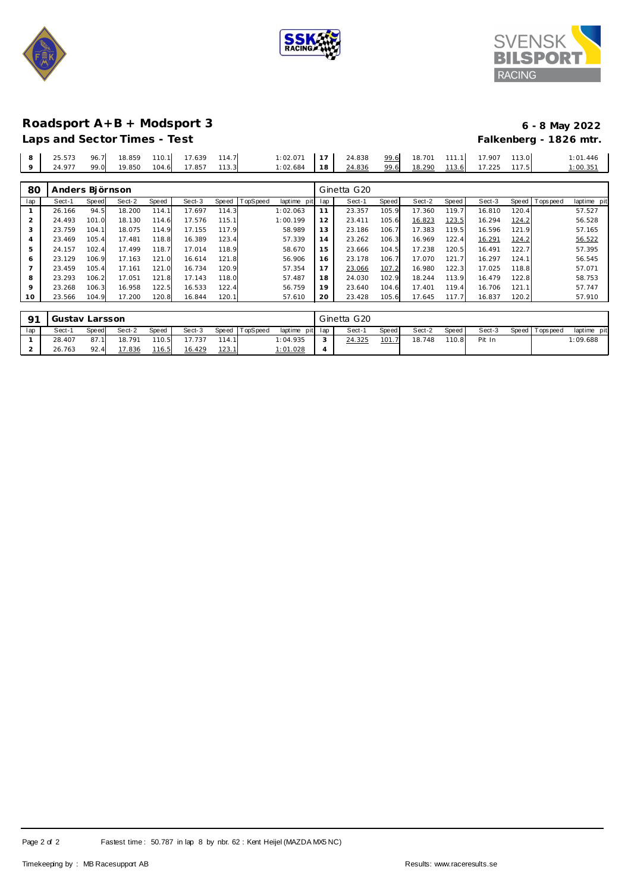# Roadsport A+B + Modsport 3

**6 - 8 May 2022**

## Laps and Sector Times - Test

**Falkenberg - 1826 mtr.**

| lap | Sect-1 | Speed | Sect-2 | Speed | Sect-3 | Speed | TopSpeed | laptime pit | lap | Sect-1 | Speed | Sect-2 | Speed | Sect-3 | Speed | Topspeed | laptime pit |
|---|---|---|---|---|---|---|---|---|---|---|---|---|---|---|---|---|---|
| 8 | 25.573 | 96.7 | 18.859 | 110.1 | 17.639 | 114.7 | | 1:02.071 | 17 | 24.838 | 99.6 | 18.701 | 111.1 | 17.907 | 113.0 | | 1:01.446 |
| 9 | 24.977 | 99.0 | 19.850 | 104.6 | 17.857 | 113.3 | | 1:02.684 | 18 | 24.836 | 99.6 | 18.290 | 113.6 | 17.225 | 117.5 | | 1:00.351 |

**80 Anders Björnson** — Ginetta G20

| lap | Sect-1 | Speed | Sect-2 | Speed | Sect-3 | Speed | TopSpeed | laptime pit | lap | Sect-1 | Speed | Sect-2 | Speed | Sect-3 | Speed | Topspeed | laptime pit |
|---|---|---|---|---|---|---|---|---|---|---|---|---|---|---|---|---|---|
| 1 | 26.166 | 94.5 | 18.200 | 114.1 | 17.697 | 114.3 | | 1:02.063 | 11 | 23.357 | 105.9 | 17.360 | 119.7 | 16.810 | 120.4 | | 57.527 |
| 2 | 24.493 | 101.0 | 18.130 | 114.6 | 17.576 | 115.1 | | 1:00.199 | 12 | 23.411 | 105.6 | 16.823 | 123.5 | 16.294 | 124.2 | | 56.528 |
| 3 | 23.759 | 104.1 | 18.075 | 114.9 | 17.155 | 117.9 | | 58.989 | 13 | 23.186 | 106.7 | 17.383 | 119.5 | 16.596 | 121.9 | | 57.165 |
| 4 | 23.469 | 105.4 | 17.481 | 118.8 | 16.389 | 123.4 | | 57.339 | 14 | 23.262 | 106.3 | 16.969 | 122.4 | 16.291 | 124.2 | | 56.522 |
| 5 | 24.157 | 102.4 | 17.499 | 118.7 | 17.014 | 118.9 | | 58.670 | 15 | 23.666 | 104.5 | 17.238 | 120.5 | 16.491 | 122.7 | | 57.395 |
| 6 | 23.129 | 106.9 | 17.163 | 121.0 | 16.614 | 121.8 | | 56.906 | 16 | 23.178 | 106.7 | 17.070 | 121.7 | 16.297 | 124.1 | | 56.545 |
| 7 | 23.459 | 105.4 | 17.161 | 121.0 | 16.734 | 120.9 | | 57.354 | 17 | 23.066 | 107.2 | 16.980 | 122.3 | 17.025 | 118.8 | | 57.071 |
| 8 | 23.293 | 106.2 | 17.051 | 121.8 | 17.143 | 118.0 | | 57.487 | 18 | 24.030 | 102.9 | 18.244 | 113.9 | 16.479 | 122.8 | | 58.753 |
| 9 | 23.268 | 106.3 | 16.958 | 122.5 | 16.533 | 122.4 | | 56.759 | 19 | 23.640 | 104.6 | 17.401 | 119.4 | 16.706 | 121.1 | | 57.747 |
| 10 | 23.566 | 104.9 | 17.200 | 120.8 | 16.844 | 120.1 | | 57.610 | 20 | 23.428 | 105.6 | 17.645 | 117.7 | 16.837 | 120.2 | | 57.910 |

**91 Gustav Larsson** — Ginetta G20

| lap | Sect-1 | Speed | Sect-2 | Speed | Sect-3 | Speed | TopSpeed | laptime pit | lap | Sect-1 | Speed | Sect-2 | Speed | Sect-3 | Speed | Topspeed | laptime pit |
|---|---|---|---|---|---|---|---|---|---|---|---|---|---|---|---|---|---|
| 1 | 28.407 | 87.1 | 18.791 | 110.5 | 17.737 | 114.1 | | 1:04.935 | 3 | 24.325 | 101.7 | 18.748 | 110.8 | Pit In | | | 1:09.688 |
| 2 | 26.763 | 92.4 | 17.836 | 116.5 | 16.429 | 123.1 | | 1:01.028 | 4 | | | | | | | | |

Fastest time : 50.787 in lap 8 by nbr. 62 : Kent Heijel (MAZDA MX5 NC)

Timekeeping by : MB Racesupport AB

Results: www.raceresults.se